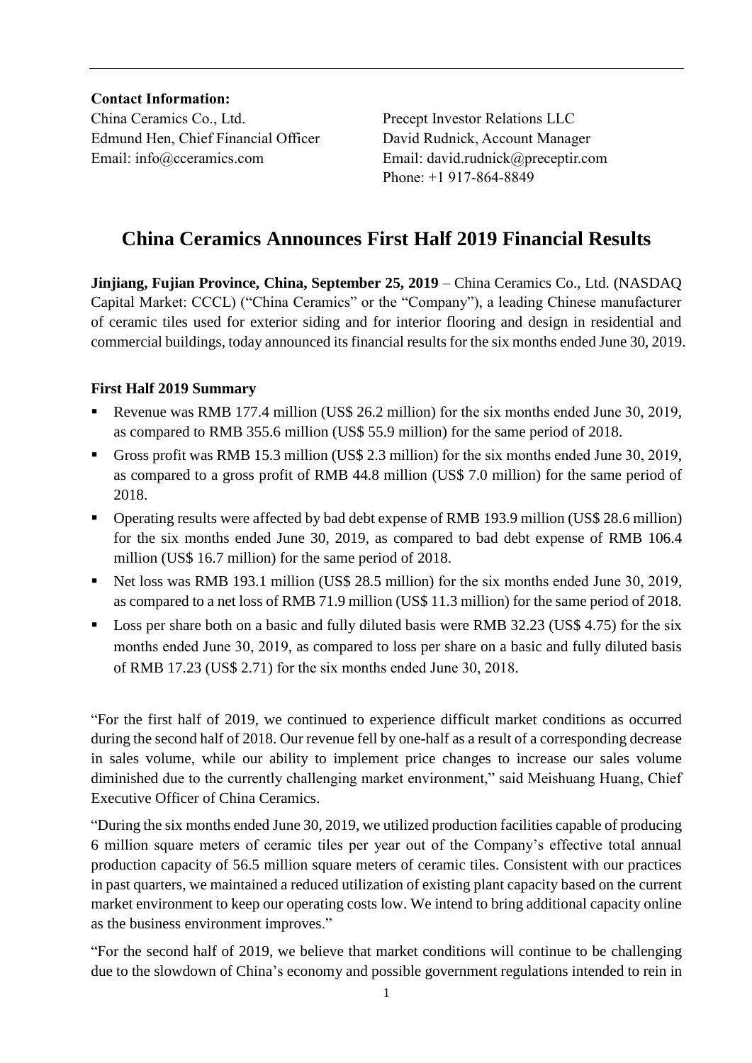**Contact Information:**

China Ceramics Co., Ltd.
Edmund Hen, Chief Financial Officer
Email: info@cceramics.com

Precept Investor Relations LLC
David Rudnick, Account Manager
Email: david.rudnick@preceptir.com
Phone: +1 917-864-8849

# China Ceramics Announces First Half 2019 Financial Results

**Jinjiang, Fujian Province, China, September 25, 2019** – China Ceramics Co., Ltd. (NASDAQ Capital Market: CCCL) ("China Ceramics" or the "Company"), a leading Chinese manufacturer of ceramic tiles used for exterior siding and for interior flooring and design in residential and commercial buildings, today announced its financial results for the six months ended June 30, 2019.

### First Half 2019 Summary

- Revenue was RMB 177.4 million (US$ 26.2 million) for the six months ended June 30, 2019, as compared to RMB 355.6 million (US$ 55.9 million) for the same period of 2018.
- Gross profit was RMB 15.3 million (US$ 2.3 million) for the six months ended June 30, 2019, as compared to a gross profit of RMB 44.8 million (US$ 7.0 million) for the same period of 2018.
- Operating results were affected by bad debt expense of RMB 193.9 million (US$ 28.6 million) for the six months ended June 30, 2019, as compared to bad debt expense of RMB 106.4 million (US$ 16.7 million) for the same period of 2018.
- Net loss was RMB 193.1 million (US$ 28.5 million) for the six months ended June 30, 2019, as compared to a net loss of RMB 71.9 million (US$ 11.3 million) for the same period of 2018.
- Loss per share both on a basic and fully diluted basis were RMB 32.23 (US$ 4.75) for the six months ended June 30, 2019, as compared to loss per share on a basic and fully diluted basis of RMB 17.23 (US$ 2.71) for the six months ended June 30, 2018.

"For the first half of 2019, we continued to experience difficult market conditions as occurred during the second half of 2018. Our revenue fell by one-half as a result of a corresponding decrease in sales volume, while our ability to implement price changes to increase our sales volume diminished due to the currently challenging market environment," said Meishuang Huang, Chief Executive Officer of China Ceramics.

"During the six months ended June 30, 2019, we utilized production facilities capable of producing 6 million square meters of ceramic tiles per year out of the Company's effective total annual production capacity of 56.5 million square meters of ceramic tiles. Consistent with our practices in past quarters, we maintained a reduced utilization of existing plant capacity based on the current market environment to keep our operating costs low. We intend to bring additional capacity online as the business environment improves."

"For the second half of 2019, we believe that market conditions will continue to be challenging due to the slowdown of China's economy and possible government regulations intended to rein in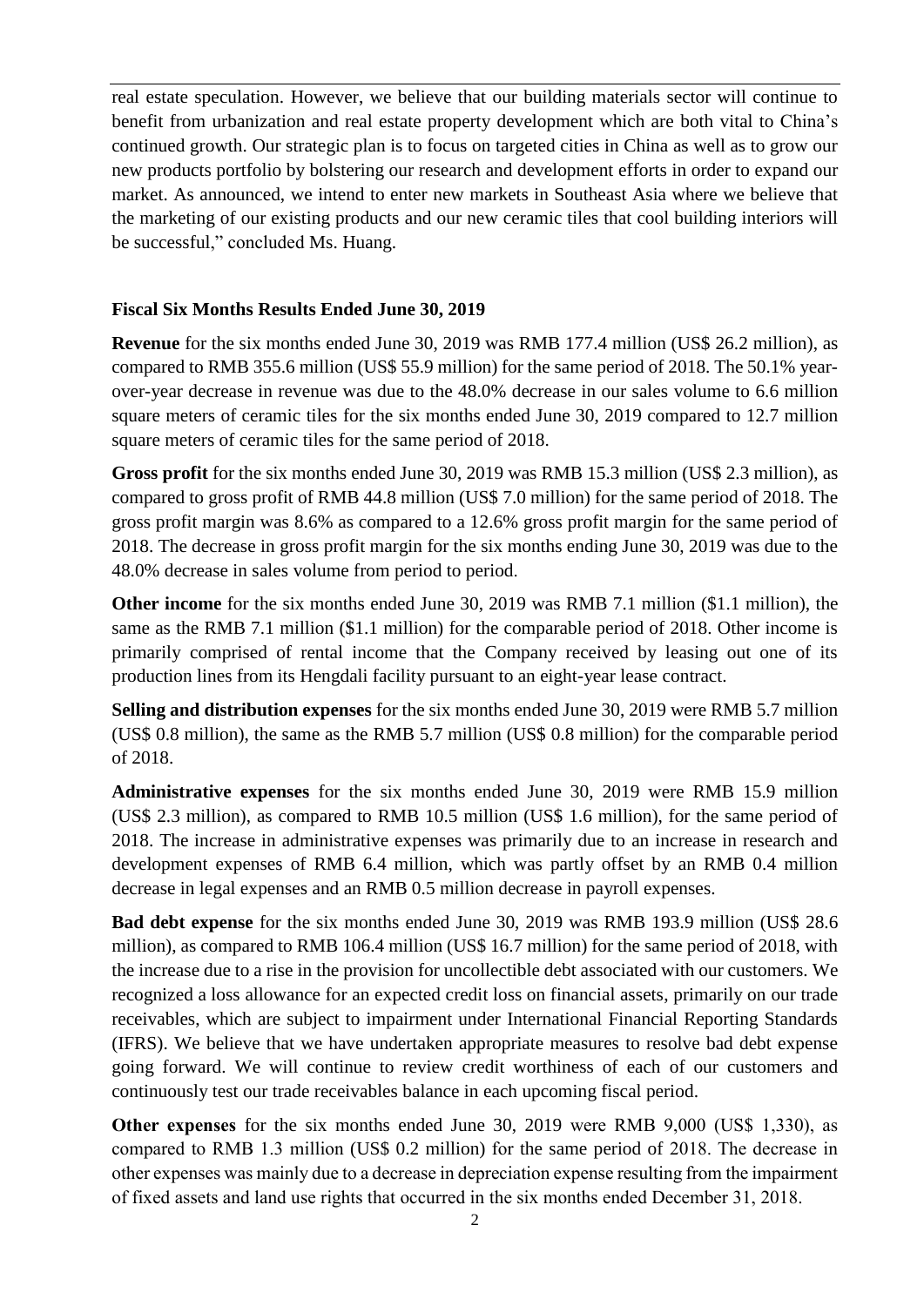real estate speculation. However, we believe that our building materials sector will continue to benefit from urbanization and real estate property development which are both vital to China's continued growth. Our strategic plan is to focus on targeted cities in China as well as to grow our new products portfolio by bolstering our research and development efforts in order to expand our market. As announced, we intend to enter new markets in Southeast Asia where we believe that the marketing of our existing products and our new ceramic tiles that cool building interiors will be successful," concluded Ms. Huang.

**Fiscal Six Months Results Ended June 30, 2019**

**Revenue** for the six months ended June 30, 2019 was RMB 177.4 million (US$ 26.2 million), as compared to RMB 355.6 million (US$ 55.9 million) for the same period of 2018. The 50.1% year-over-year decrease in revenue was due to the 48.0% decrease in our sales volume to 6.6 million square meters of ceramic tiles for the six months ended June 30, 2019 compared to 12.7 million square meters of ceramic tiles for the same period of 2018.

**Gross profit** for the six months ended June 30, 2019 was RMB 15.3 million (US$ 2.3 million), as compared to gross profit of RMB 44.8 million (US$ 7.0 million) for the same period of 2018. The gross profit margin was 8.6% as compared to a 12.6% gross profit margin for the same period of 2018. The decrease in gross profit margin for the six months ending June 30, 2019 was due to the 48.0% decrease in sales volume from period to period.

**Other income** for the six months ended June 30, 2019 was RMB 7.1 million ($1.1 million), the same as the RMB 7.1 million ($1.1 million) for the comparable period of 2018. Other income is primarily comprised of rental income that the Company received by leasing out one of its production lines from its Hengdali facility pursuant to an eight-year lease contract.

**Selling and distribution expenses** for the six months ended June 30, 2019 were RMB 5.7 million (US$ 0.8 million), the same as the RMB 5.7 million (US$ 0.8 million) for the comparable period of 2018.

**Administrative expenses** for the six months ended June 30, 2019 were RMB 15.9 million (US$ 2.3 million), as compared to RMB 10.5 million (US$ 1.6 million), for the same period of 2018. The increase in administrative expenses was primarily due to an increase in research and development expenses of RMB 6.4 million, which was partly offset by an RMB 0.4 million decrease in legal expenses and an RMB 0.5 million decrease in payroll expenses.

**Bad debt expense** for the six months ended June 30, 2019 was RMB 193.9 million (US$ 28.6 million), as compared to RMB 106.4 million (US$ 16.7 million) for the same period of 2018, with the increase due to a rise in the provision for uncollectible debt associated with our customers. We recognized a loss allowance for an expected credit loss on financial assets, primarily on our trade receivables, which are subject to impairment under International Financial Reporting Standards (IFRS). We believe that we have undertaken appropriate measures to resolve bad debt expense going forward. We will continue to review credit worthiness of each of our customers and continuously test our trade receivables balance in each upcoming fiscal period.

**Other expenses** for the six months ended June 30, 2019 were RMB 9,000 (US$ 1,330), as compared to RMB 1.3 million (US$ 0.2 million) for the same period of 2018. The decrease in other expenses was mainly due to a decrease in depreciation expense resulting from the impairment of fixed assets and land use rights that occurred in the six months ended December 31, 2018.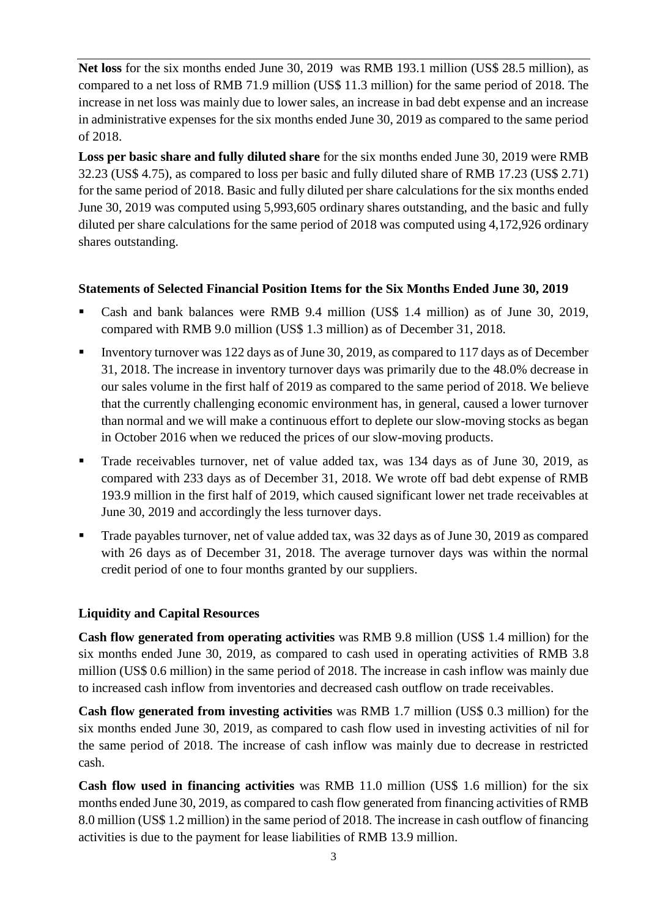**Net loss** for the six months ended June 30, 2019  was RMB 193.1 million (US$ 28.5 million), as compared to a net loss of RMB 71.9 million (US$ 11.3 million) for the same period of 2018. The increase in net loss was mainly due to lower sales, an increase in bad debt expense and an increase in administrative expenses for the six months ended June 30, 2019 as compared to the same period of 2018.

**Loss per basic share and fully diluted share** for the six months ended June 30, 2019 were RMB 32.23 (US$ 4.75), as compared to loss per basic and fully diluted share of RMB 17.23 (US$ 2.71) for the same period of 2018. Basic and fully diluted per share calculations for the six months ended June 30, 2019 was computed using 5,993,605 ordinary shares outstanding, and the basic and fully diluted per share calculations for the same period of 2018 was computed using 4,172,926 ordinary shares outstanding.

**Statements of Selected Financial Position Items for the Six Months Ended June 30, 2019**

- Cash and bank balances were RMB 9.4 million (US$ 1.4 million) as of June 30, 2019, compared with RMB 9.0 million (US$ 1.3 million) as of December 31, 2018.
- Inventory turnover was 122 days as of June 30, 2019, as compared to 117 days as of December 31, 2018. The increase in inventory turnover days was primarily due to the 48.0% decrease in our sales volume in the first half of 2019 as compared to the same period of 2018. We believe that the currently challenging economic environment has, in general, caused a lower turnover than normal and we will make a continuous effort to deplete our slow-moving stocks as began in October 2016 when we reduced the prices of our slow-moving products.
- Trade receivables turnover, net of value added tax, was 134 days as of June 30, 2019, as compared with 233 days as of December 31, 2018. We wrote off bad debt expense of RMB 193.9 million in the first half of 2019, which caused significant lower net trade receivables at June 30, 2019 and accordingly the less turnover days.
- Trade payables turnover, net of value added tax, was 32 days as of June 30, 2019 as compared with 26 days as of December 31, 2018. The average turnover days was within the normal credit period of one to four months granted by our suppliers.

**Liquidity and Capital Resources**

**Cash flow generated from operating activities** was RMB 9.8 million (US$ 1.4 million) for the six months ended June 30, 2019, as compared to cash used in operating activities of RMB 3.8 million (US$ 0.6 million) in the same period of 2018. The increase in cash inflow was mainly due to increased cash inflow from inventories and decreased cash outflow on trade receivables.

**Cash flow generated from investing activities** was RMB 1.7 million (US$ 0.3 million) for the six months ended June 30, 2019, as compared to cash flow used in investing activities of nil for the same period of 2018. The increase of cash inflow was mainly due to decrease in restricted cash.

**Cash flow used in financing activities** was RMB 11.0 million (US$ 1.6 million) for the six months ended June 30, 2019, as compared to cash flow generated from financing activities of RMB 8.0 million (US$ 1.2 million) in the same period of 2018. The increase in cash outflow of financing activities is due to the payment for lease liabilities of RMB 13.9 million.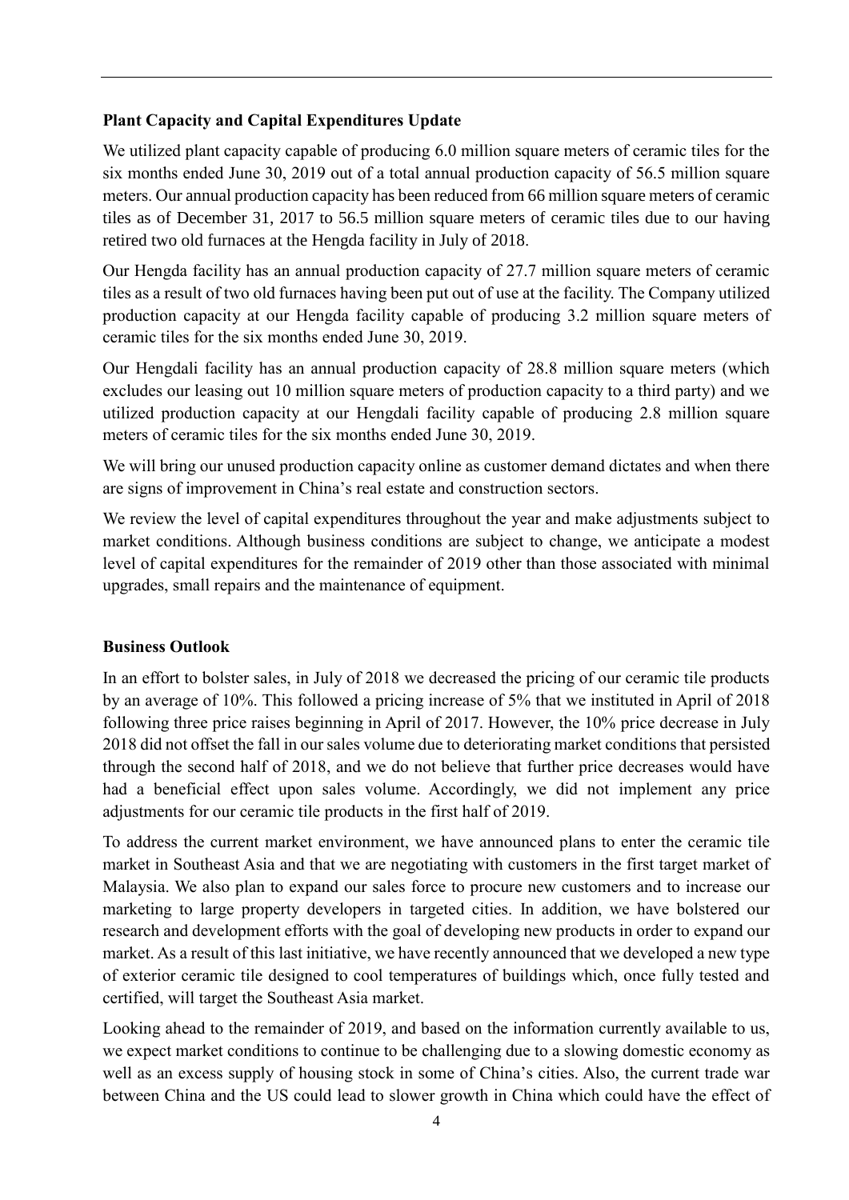**Plant Capacity and Capital Expenditures Update**

We utilized plant capacity capable of producing 6.0 million square meters of ceramic tiles for the six months ended June 30, 2019 out of a total annual production capacity of 56.5 million square meters. Our annual production capacity has been reduced from 66 million square meters of ceramic tiles as of December 31, 2017 to 56.5 million square meters of ceramic tiles due to our having retired two old furnaces at the Hengda facility in July of 2018.

Our Hengda facility has an annual production capacity of 27.7 million square meters of ceramic tiles as a result of two old furnaces having been put out of use at the facility. The Company utilized production capacity at our Hengda facility capable of producing 3.2 million square meters of ceramic tiles for the six months ended June 30, 2019.

Our Hengdali facility has an annual production capacity of 28.8 million square meters (which excludes our leasing out 10 million square meters of production capacity to a third party) and we utilized production capacity at our Hengdali facility capable of producing 2.8 million square meters of ceramic tiles for the six months ended June 30, 2019.

We will bring our unused production capacity online as customer demand dictates and when there are signs of improvement in China's real estate and construction sectors.

We review the level of capital expenditures throughout the year and make adjustments subject to market conditions. Although business conditions are subject to change, we anticipate a modest level of capital expenditures for the remainder of 2019 other than those associated with minimal upgrades, small repairs and the maintenance of equipment.

**Business Outlook**

In an effort to bolster sales, in July of 2018 we decreased the pricing of our ceramic tile products by an average of 10%. This followed a pricing increase of 5% that we instituted in April of 2018 following three price raises beginning in April of 2017. However, the 10% price decrease in July 2018 did not offset the fall in our sales volume due to deteriorating market conditions that persisted through the second half of 2018, and we do not believe that further price decreases would have had a beneficial effect upon sales volume. Accordingly, we did not implement any price adjustments for our ceramic tile products in the first half of 2019.

To address the current market environment, we have announced plans to enter the ceramic tile market in Southeast Asia and that we are negotiating with customers in the first target market of Malaysia. We also plan to expand our sales force to procure new customers and to increase our marketing to large property developers in targeted cities. In addition, we have bolstered our research and development efforts with the goal of developing new products in order to expand our market. As a result of this last initiative, we have recently announced that we developed a new type of exterior ceramic tile designed to cool temperatures of buildings which, once fully tested and certified, will target the Southeast Asia market.

Looking ahead to the remainder of 2019, and based on the information currently available to us, we expect market conditions to continue to be challenging due to a slowing domestic economy as well as an excess supply of housing stock in some of China's cities. Also, the current trade war between China and the US could lead to slower growth in China which could have the effect of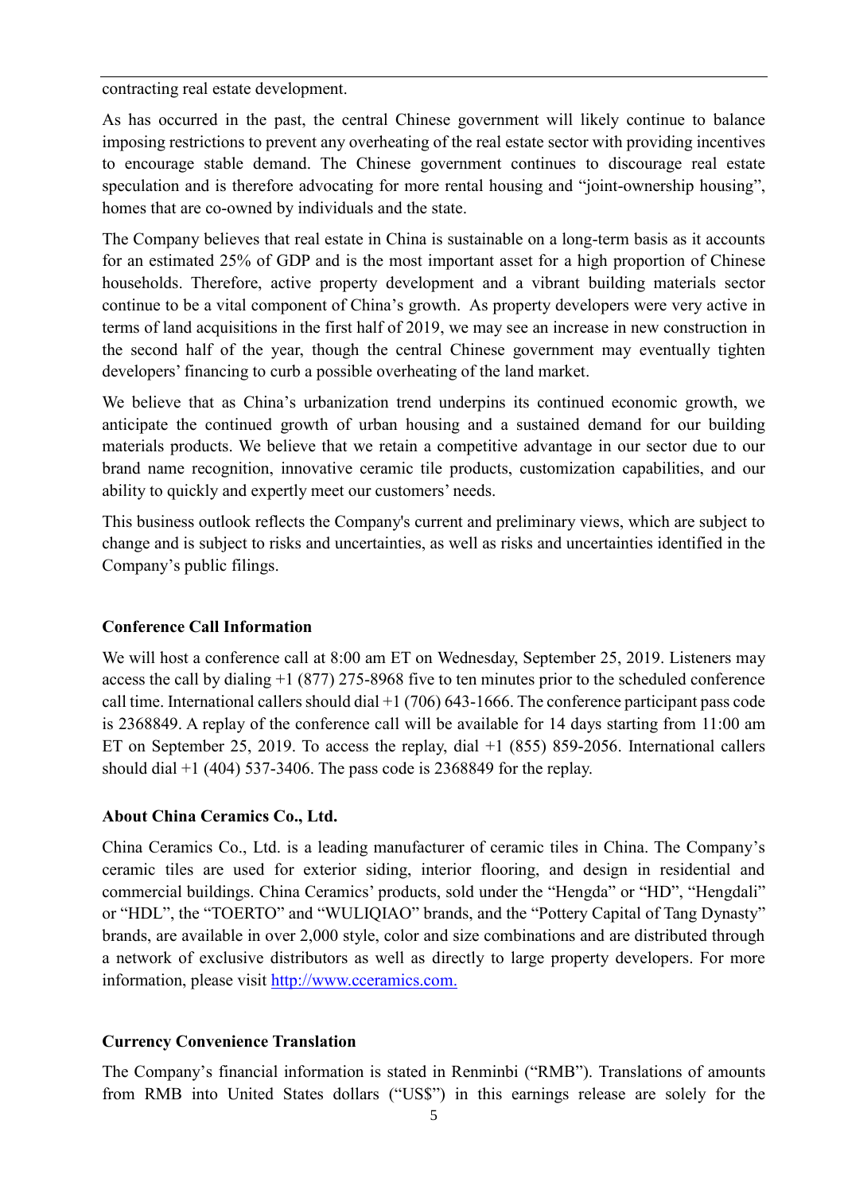contracting real estate development.

As has occurred in the past, the central Chinese government will likely continue to balance imposing restrictions to prevent any overheating of the real estate sector with providing incentives to encourage stable demand. The Chinese government continues to discourage real estate speculation and is therefore advocating for more rental housing and "joint-ownership housing", homes that are co-owned by individuals and the state.

The Company believes that real estate in China is sustainable on a long-term basis as it accounts for an estimated 25% of GDP and is the most important asset for a high proportion of Chinese households. Therefore, active property development and a vibrant building materials sector continue to be a vital component of China's growth. As property developers were very active in terms of land acquisitions in the first half of 2019, we may see an increase in new construction in the second half of the year, though the central Chinese government may eventually tighten developers' financing to curb a possible overheating of the land market.

We believe that as China's urbanization trend underpins its continued economic growth, we anticipate the continued growth of urban housing and a sustained demand for our building materials products. We believe that we retain a competitive advantage in our sector due to our brand name recognition, innovative ceramic tile products, customization capabilities, and our ability to quickly and expertly meet our customers' needs.

This business outlook reflects the Company's current and preliminary views, which are subject to change and is subject to risks and uncertainties, as well as risks and uncertainties identified in the Company's public filings.

**Conference Call Information**

We will host a conference call at 8:00 am ET on Wednesday, September 25, 2019. Listeners may access the call by dialing +1 (877) 275-8968 five to ten minutes prior to the scheduled conference call time. International callers should dial +1 (706) 643-1666. The conference participant pass code is 2368849. A replay of the conference call will be available for 14 days starting from 11:00 am ET on September 25, 2019. To access the replay, dial +1 (855) 859-2056. International callers should dial +1 (404) 537-3406. The pass code is 2368849 for the replay.

**About China Ceramics Co., Ltd.**

China Ceramics Co., Ltd. is a leading manufacturer of ceramic tiles in China. The Company's ceramic tiles are used for exterior siding, interior flooring, and design in residential and commercial buildings. China Ceramics' products, sold under the "Hengda" or "HD", "Hengdali" or "HDL", the "TOERTO" and "WULIQIAO" brands, and the "Pottery Capital of Tang Dynasty" brands, are available in over 2,000 style, color and size combinations and are distributed through a network of exclusive distributors as well as directly to large property developers. For more information, please visit [http://www.cceramics.com.](http://www.cceramics.com)

**Currency Convenience Translation**

The Company's financial information is stated in Renminbi ("RMB"). Translations of amounts from RMB into United States dollars ("US$") in this earnings release are solely for the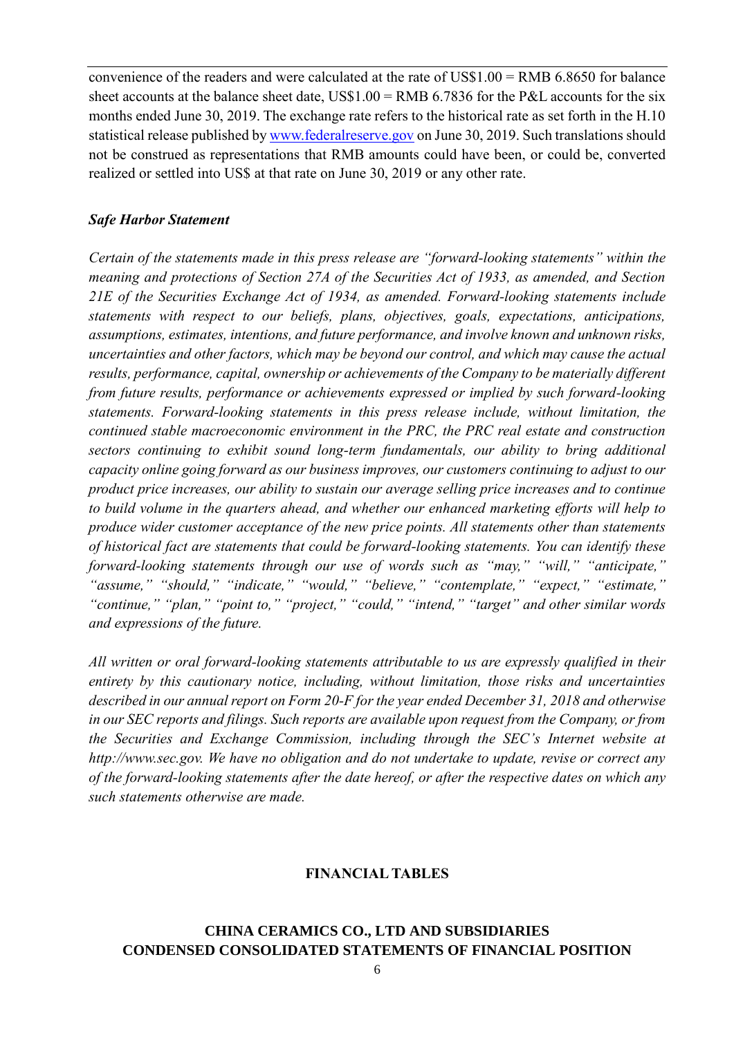convenience of the readers and were calculated at the rate of US$1.00 = RMB 6.8650 for balance sheet accounts at the balance sheet date, US$1.00 = RMB 6.7836 for the P&L accounts for the six months ended June 30, 2019. The exchange rate refers to the historical rate as set forth in the H.10 statistical release published by www.federalreserve.gov on June 30, 2019. Such translations should not be construed as representations that RMB amounts could have been, or could be, converted realized or settled into US$ at that rate on June 30, 2019 or any other rate.

***Safe Harbor Statement***

*Certain of the statements made in this press release are "forward-looking statements" within the meaning and protections of Section 27A of the Securities Act of 1933, as amended, and Section 21E of the Securities Exchange Act of 1934, as amended. Forward-looking statements include statements with respect to our beliefs, plans, objectives, goals, expectations, anticipations, assumptions, estimates, intentions, and future performance, and involve known and unknown risks, uncertainties and other factors, which may be beyond our control, and which may cause the actual results, performance, capital, ownership or achievements of the Company to be materially different from future results, performance or achievements expressed or implied by such forward-looking statements. Forward-looking statements in this press release include, without limitation, the continued stable macroeconomic environment in the PRC, the PRC real estate and construction sectors continuing to exhibit sound long-term fundamentals, our ability to bring additional capacity online going forward as our business improves, our customers continuing to adjust to our product price increases, our ability to sustain our average selling price increases and to continue to build volume in the quarters ahead, and whether our enhanced marketing efforts will help to produce wider customer acceptance of the new price points. All statements other than statements of historical fact are statements that could be forward-looking statements. You can identify these forward-looking statements through our use of words such as "may," "will," "anticipate," "assume," "should," "indicate," "would," "believe," "contemplate," "expect," "estimate," "continue," "plan," "point to," "project," "could," "intend," "target" and other similar words and expressions of the future.*

*All written or oral forward-looking statements attributable to us are expressly qualified in their entirety by this cautionary notice, including, without limitation, those risks and uncertainties described in our annual report on Form 20-F for the year ended December 31, 2018 and otherwise in our SEC reports and filings. Such reports are available upon request from the Company, or from the Securities and Exchange Commission, including through the SEC's Internet website at http://www.sec.gov. We have no obligation and do not undertake to update, revise or correct any of the forward-looking statements after the date hereof, or after the respective dates on which any such statements otherwise are made.*

## FINANCIAL TABLES

## CHINA CERAMICS CO., LTD AND SUBSIDIARIES
## CONDENSED CONSOLIDATED STATEMENTS OF FINANCIAL POSITION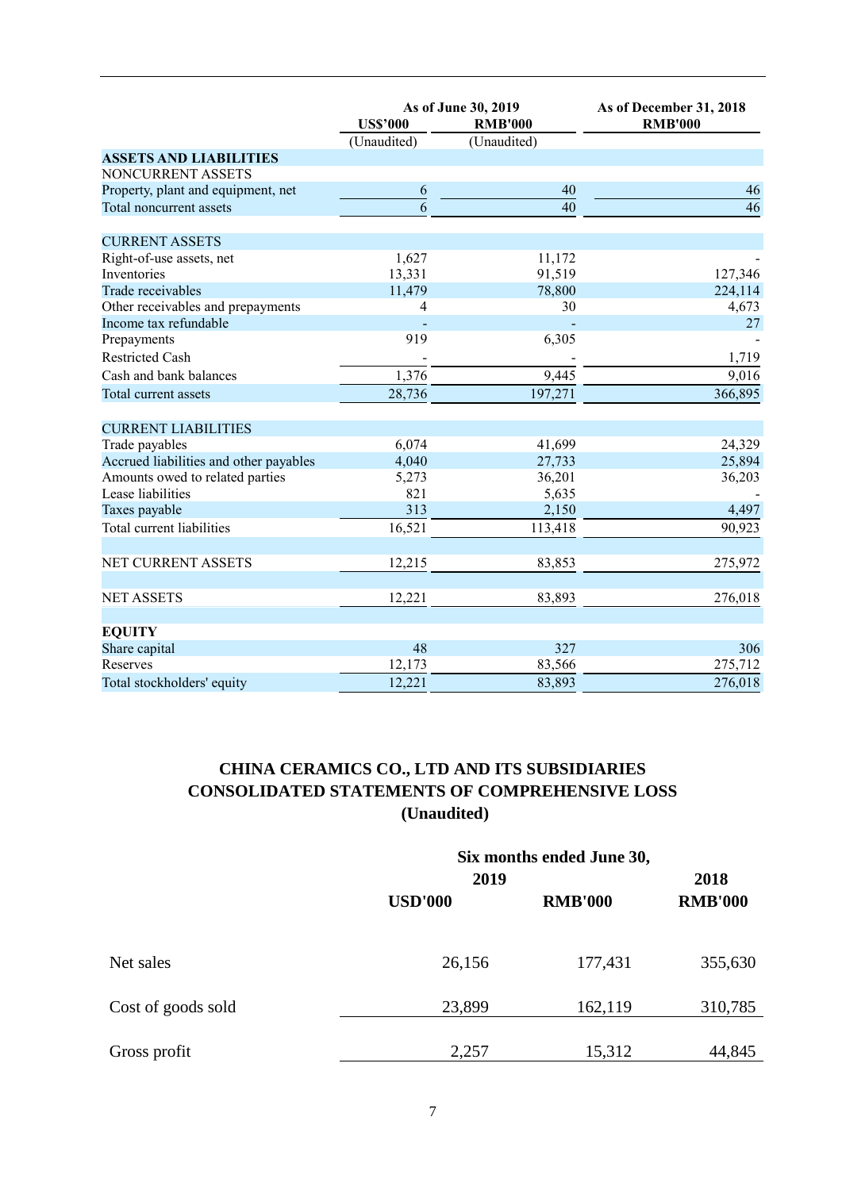| | As of June 30, 2019 | | As of December 31, 2018 |
|---|---|---|---|
| | US$'000 | RMB'000 | RMB'000 |
| | (Unaudited) | (Unaudited) | |
| **ASSETS AND LIABILITIES** | | | |
| NONCURRENT ASSETS | | | |
| Property, plant and equipment, net | 6 | 40 | 46 |
| Total noncurrent assets | 6 | 40 | 46 |
| | | | |
| CURRENT ASSETS | | | |
| Right-of-use assets, net | 1,627 | 11,172 | - |
| Inventories | 13,331 | 91,519 | 127,346 |
| Trade receivables | 11,479 | 78,800 | 224,114 |
| Other receivables and prepayments | 4 | 30 | 4,673 |
| Income tax refundable | - | - | 27 |
| Prepayments | 919 | 6,305 | - |
| Restricted Cash | - | - | 1,719 |
| Cash and bank balances | 1,376 | 9,445 | 9,016 |
| Total current assets | 28,736 | 197,271 | 366,895 |
| | | | |
| CURRENT LIABILITIES | | | |
| Trade payables | 6,074 | 41,699 | 24,329 |
| Accrued liabilities and other payables | 4,040 | 27,733 | 25,894 |
| Amounts owed to related parties | 5,273 | 36,201 | 36,203 |
| Lease liabilities | 821 | 5,635 | - |
| Taxes payable | 313 | 2,150 | 4,497 |
| Total current liabilities | 16,521 | 113,418 | 90,923 |
| | | | |
| NET CURRENT ASSETS | 12,215 | 83,853 | 275,972 |
| | | | |
| NET ASSETS | 12,221 | 83,893 | 276,018 |
| | | | |
| **EQUITY** | | | |
| Share capital | 48 | 327 | 306 |
| Reserves | 12,173 | 83,566 | 275,712 |
| Total stockholders' equity | 12,221 | 83,893 | 276,018 |

## CHINA CERAMICS CO., LTD AND ITS SUBSIDIARIES
## CONSOLIDATED STATEMENTS OF COMPREHENSIVE LOSS
## (Unaudited)

| | Six months ended June 30, | | |
|---|---|---|---|
| | 2019 | | 2018 |
| | USD'000 | RMB'000 | RMB'000 |
| Net sales | 26,156 | 177,431 | 355,630 |
| Cost of goods sold | 23,899 | 162,119 | 310,785 |
| Gross profit | 2,257 | 15,312 | 44,845 |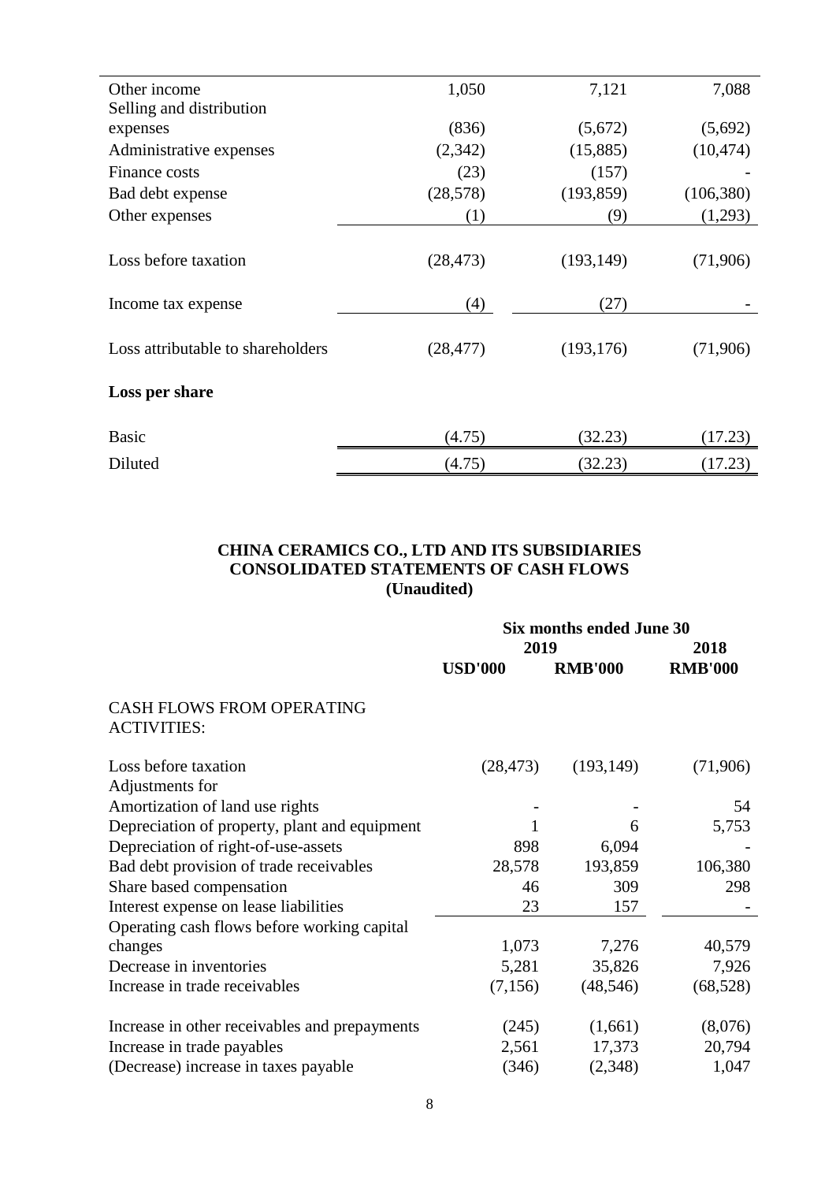| | | | |
|---|---|---|---|
| Other income | 1,050 | 7,121 | 7,088 |
| Selling and distribution expenses | (836) | (5,672) | (5,692) |
| Administrative expenses | (2,342) | (15,885) | (10,474) |
| Finance costs | (23) | (157) | - |
| Bad debt expense | (28,578) | (193,859) | (106,380) |
| Other expenses | (1) | (9) | (1,293) |
| Loss before taxation | (28,473) | (193,149) | (71,906) |
| Income tax expense | (4) | (27) | - |
| Loss attributable to shareholders | (28,477) | (193,176) | (71,906) |
| **Loss per share** | | | |
| Basic | (4.75) | (32.23) | (17.23) |
| Diluted | (4.75) | (32.23) | (17.23) |

**CHINA CERAMICS CO., LTD AND ITS SUBSIDIARIES**
**CONSOLIDATED STATEMENTS OF CASH FLOWS**
**(Unaudited)**

| | **Six months ended June 30** | | |
|---|---|---|---|
| | **2019** | | **2018** |
| | **USD'000** | **RMB'000** | **RMB'000** |
| CASH FLOWS FROM OPERATING ACTIVITIES: | | | |
| Loss before taxation | (28,473) | (193,149) | (71,906) |
| Adjustments for | | | |
| Amortization of land use rights | - | - | 54 |
| Depreciation of property, plant and equipment | 1 | 6 | 5,753 |
| Depreciation of right-of-use-assets | 898 | 6,094 | - |
| Bad debt provision of trade receivables | 28,578 | 193,859 | 106,380 |
| Share based compensation | 46 | 309 | 298 |
| Interest expense on lease liabilities | 23 | 157 | - |
| Operating cash flows before working capital changes | 1,073 | 7,276 | 40,579 |
| Decrease in inventories | 5,281 | 35,826 | 7,926 |
| Increase in trade receivables | (7,156) | (48,546) | (68,528) |
| Increase in other receivables and prepayments | (245) | (1,661) | (8,076) |
| Increase in trade payables | 2,561 | 17,373 | 20,794 |
| (Decrease) increase in taxes payable | (346) | (2,348) | 1,047 |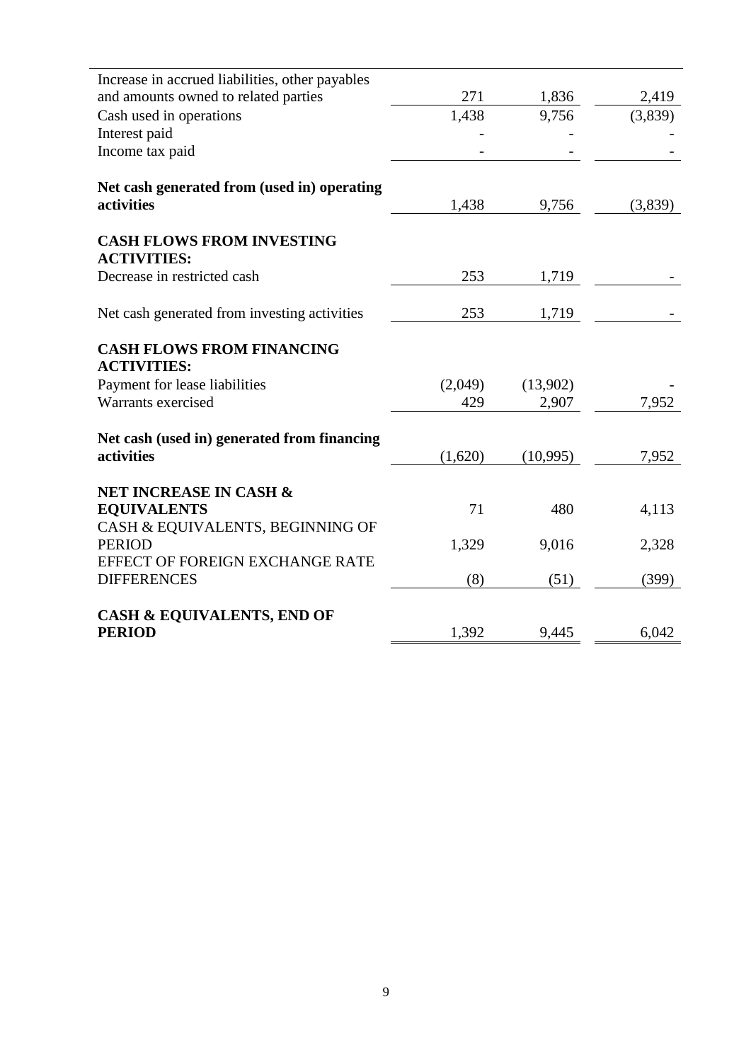| | | | |
|---|---|---|---|
| Increase in accrued liabilities, other payables and amounts owned to related parties | 271 | 1,836 | 2,419 |
| Cash used in operations | 1,438 | 9,756 | (3,839) |
| Interest paid | - | - | - |
| Income tax paid | - | - | - |
| **Net cash generated from (used in) operating activities** | 1,438 | 9,756 | (3,839) |
| **CASH FLOWS FROM INVESTING ACTIVITIES:** | | | |
| Decrease in restricted cash | 253 | 1,719 | - |
| Net cash generated from investing activities | 253 | 1,719 | - |
| **CASH FLOWS FROM FINANCING ACTIVITIES:** | | | |
| Payment for lease liabilities | (2,049) | (13,902) | - |
| Warrants exercised | 429 | 2,907 | 7,952 |
| **Net cash (used in) generated from financing activities** | (1,620) | (10,995) | 7,952 |
| **NET INCREASE IN CASH & EQUIVALENTS** | 71 | 480 | 4,113 |
| CASH & EQUIVALENTS, BEGINNING OF PERIOD | 1,329 | 9,016 | 2,328 |
| EFFECT OF FOREIGN EXCHANGE RATE DIFFERENCES | (8) | (51) | (399) |
| **CASH & EQUIVALENTS, END OF PERIOD** | 1,392 | 9,445 | 6,042 |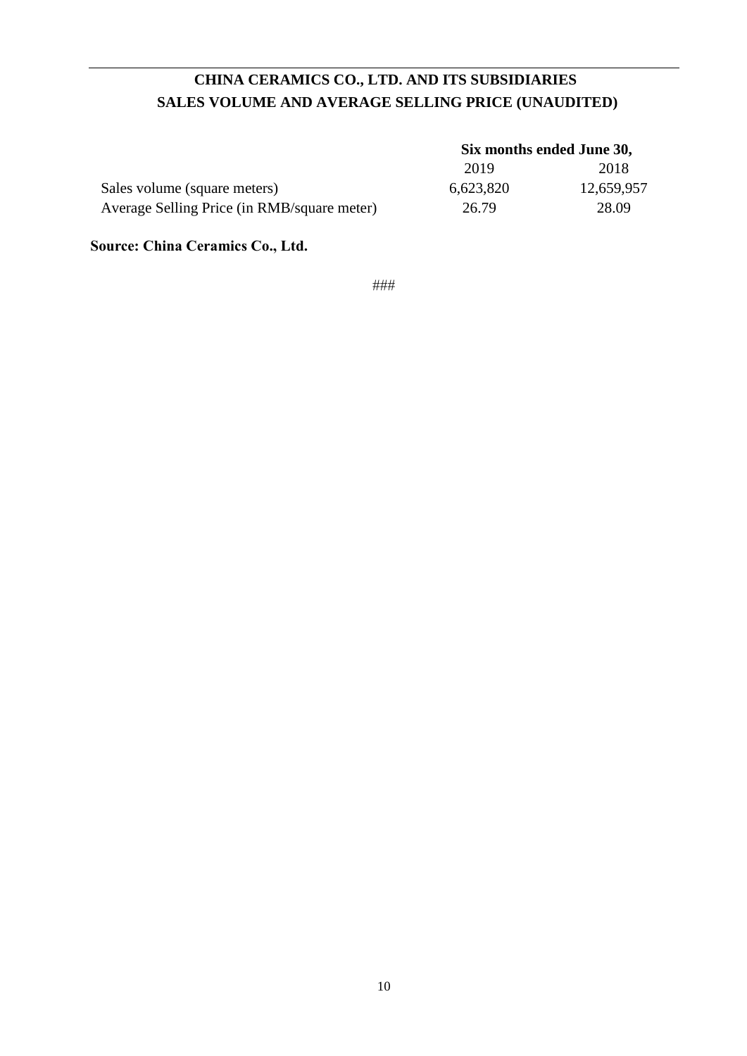## CHINA CERAMICS CO., LTD. AND ITS SUBSIDIARIES
## SALES VOLUME AND AVERAGE SELLING PRICE (UNAUDITED)

| | Six months ended June 30, | |
|---|---|---|
| | 2019 | 2018 |
| Sales volume (square meters) | 6,623,820 | 12,659,957 |
| Average Selling Price (in RMB/square meter) | 26.79 | 28.09 |

**Source: China Ceramics Co., Ltd.**

###